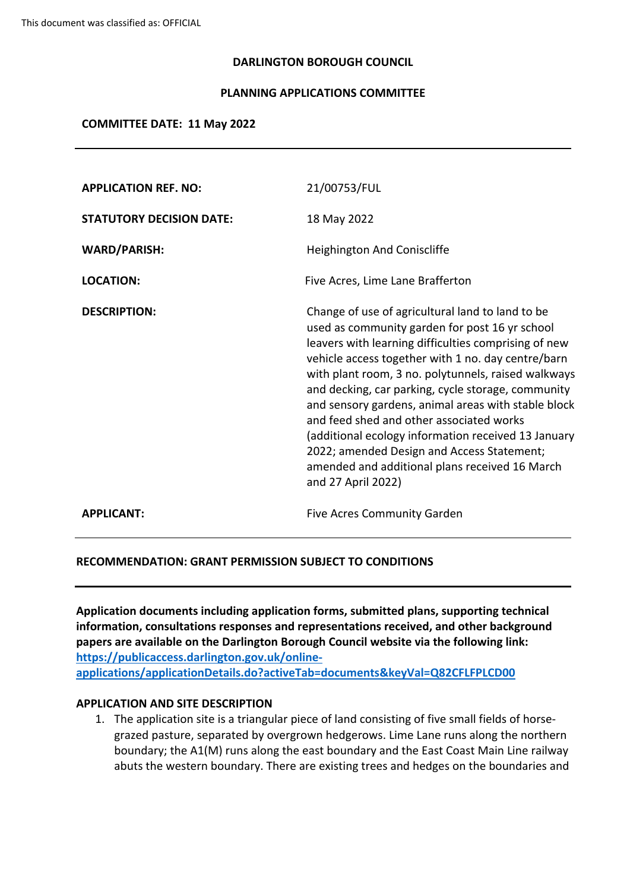This document was classified as: OFFICIAL

**DARLINGTON BOROUGH COUNCIL**

**PLANNING APPLICATIONS COMMITTEE**

**COMMITTEE DATE: 11 May 2022**

---

| | |
|---|---|
| **APPLICATION REF. NO:** | 21/00753/FUL |
| **STATUTORY DECISION DATE:** | 18 May 2022 |
| **WARD/PARISH:** | Heighington And Coniscliffe |
| **LOCATION:** | Five Acres, Lime Lane Brafferton |
| **DESCRIPTION:** | Change of use of agricultural land to land to be used as community garden for post 16 yr school leavers with learning difficulties comprising of new vehicle access together with 1 no. day centre/barn with plant room, 3 no. polytunnels, raised walkways and decking, car parking, cycle storage, community and sensory gardens, animal areas with stable block and feed shed and other associated works (additional ecology information received 13 January 2022; amended Design and Access Statement; amended and additional plans received 16 March and 27 April 2022) |
| **APPLICANT:** | Five Acres Community Garden |

---

**RECOMMENDATION: GRANT PERMISSION SUBJECT TO CONDITIONS**

---

**Application documents including application forms, submitted plans, supporting technical information, consultations responses and representations received, and other background papers are available on the Darlington Borough Council website via the following link:**
**[https://publicaccess.darlington.gov.uk/online-applications/applicationDetails.do?activeTab=documents&keyVal=Q82CFLFPLCD00](https://publicaccess.darlington.gov.uk/online-applications/applicationDetails.do?activeTab=documents&keyVal=Q82CFLFPLCD00)**

**APPLICATION AND SITE DESCRIPTION**

1. The application site is a triangular piece of land consisting of five small fields of horse-grazed pasture, separated by overgrown hedgerows. Lime Lane runs along the northern boundary; the A1(M) runs along the east boundary and the East Coast Main Line railway abuts the western boundary. There are existing trees and hedges on the boundaries and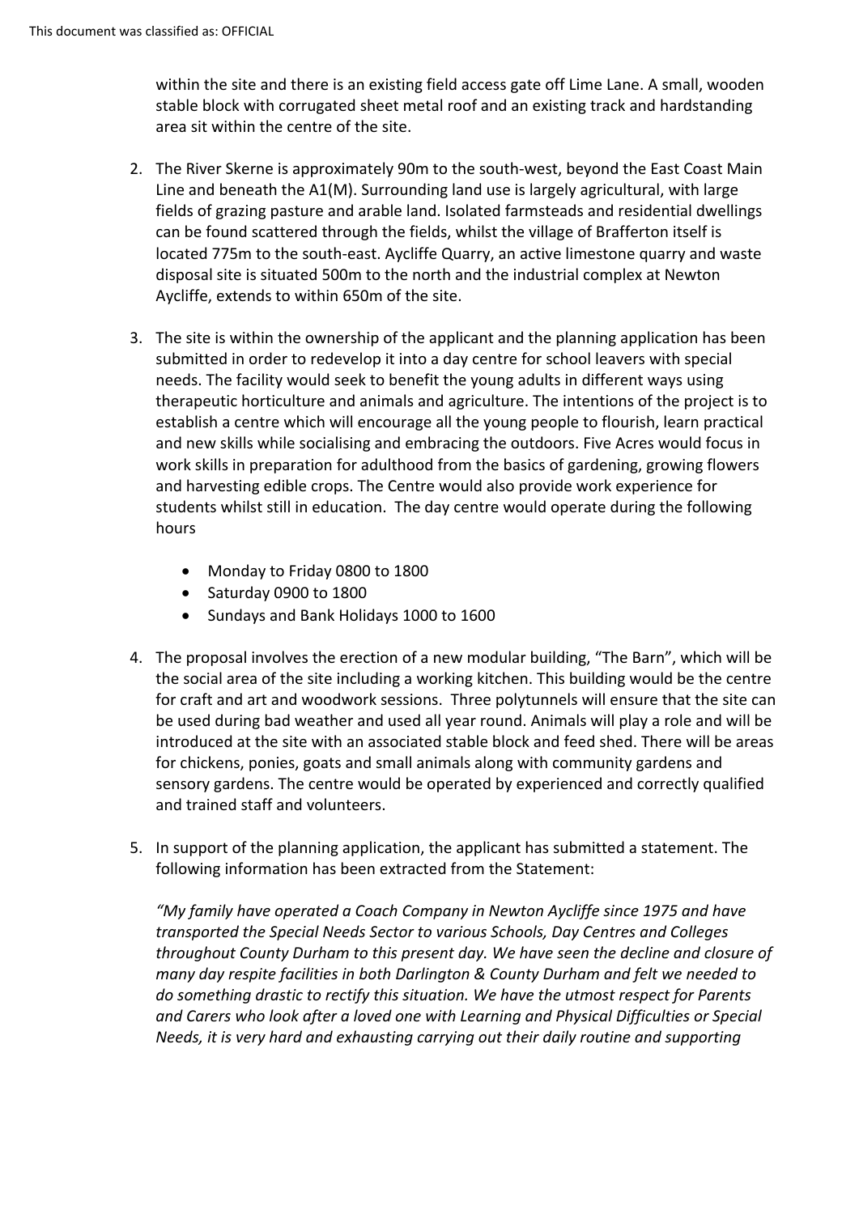within the site and there is an existing field access gate off Lime Lane. A small, wooden stable block with corrugated sheet metal roof and an existing track and hardstanding area sit within the centre of the site.

2. The River Skerne is approximately 90m to the south-west, beyond the East Coast Main Line and beneath the A1(M). Surrounding land use is largely agricultural, with large fields of grazing pasture and arable land. Isolated farmsteads and residential dwellings can be found scattered through the fields, whilst the village of Brafferton itself is located 775m to the south-east. Aycliffe Quarry, an active limestone quarry and waste disposal site is situated 500m to the north and the industrial complex at Newton Aycliffe, extends to within 650m of the site.

3. The site is within the ownership of the applicant and the planning application has been submitted in order to redevelop it into a day centre for school leavers with special needs. The facility would seek to benefit the young adults in different ways using therapeutic horticulture and animals and agriculture. The intentions of the project is to establish a centre which will encourage all the young people to flourish, learn practical and new skills while socialising and embracing the outdoors. Five Acres would focus in work skills in preparation for adulthood from the basics of gardening, growing flowers and harvesting edible crops. The Centre would also provide work experience for students whilst still in education. The day centre would operate during the following hours

    - Monday to Friday 0800 to 1800
    - Saturday 0900 to 1800
    - Sundays and Bank Holidays 1000 to 1600

4. The proposal involves the erection of a new modular building, "The Barn", which will be the social area of the site including a working kitchen. This building would be the centre for craft and art and woodwork sessions. Three polytunnels will ensure that the site can be used during bad weather and used all year round. Animals will play a role and will be introduced at the site with an associated stable block and feed shed. There will be areas for chickens, ponies, goats and small animals along with community gardens and sensory gardens. The centre would be operated by experienced and correctly qualified and trained staff and volunteers.

5. In support of the planning application, the applicant has submitted a statement. The following information has been extracted from the Statement:

   *"My family have operated a Coach Company in Newton Aycliffe since 1975 and have transported the Special Needs Sector to various Schools, Day Centres and Colleges throughout County Durham to this present day. We have seen the decline and closure of many day respite facilities in both Darlington & County Durham and felt we needed to do something drastic to rectify this situation. We have the utmost respect for Parents and Carers who look after a loved one with Learning and Physical Difficulties or Special Needs, it is very hard and exhausting carrying out their daily routine and supporting*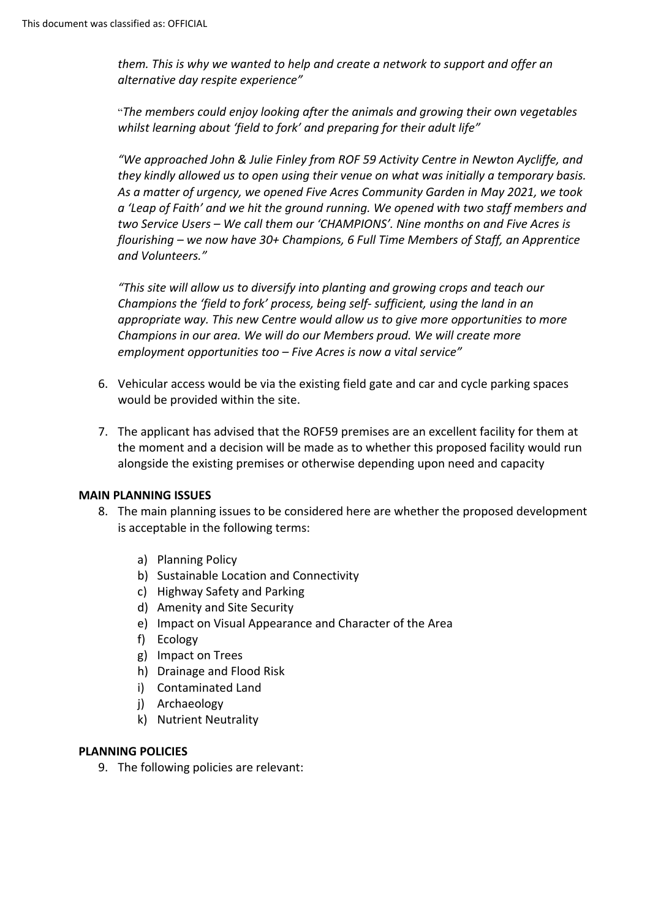*them. This is why we wanted to help and create a network to support and offer an alternative day respite experience"*

"*The members could enjoy looking after the animals and growing their own vegetables whilst learning about 'field to fork' and preparing for their adult life"*

*"We approached John & Julie Finley from ROF 59 Activity Centre in Newton Aycliffe, and they kindly allowed us to open using their venue on what was initially a temporary basis. As a matter of urgency, we opened Five Acres Community Garden in May 2021, we took a 'Leap of Faith' and we hit the ground running. We opened with two staff members and two Service Users – We call them our 'CHAMPIONS'. Nine months on and Five Acres is flourishing – we now have 30+ Champions, 6 Full Time Members of Staff, an Apprentice and Volunteers."*

*"This site will allow us to diversify into planting and growing crops and teach our Champions the 'field to fork' process, being self- sufficient, using the land in an appropriate way. This new Centre would allow us to give more opportunities to more Champions in our area. We will do our Members proud. We will create more employment opportunities too – Five Acres is now a vital service"*

6. Vehicular access would be via the existing field gate and car and cycle parking spaces would be provided within the site.

7. The applicant has advised that the ROF59 premises are an excellent facility for them at the moment and a decision will be made as to whether this proposed facility would run alongside the existing premises or otherwise depending upon need and capacity

**MAIN PLANNING ISSUES**

8. The main planning issues to be considered here are whether the proposed development is acceptable in the following terms:

    a) Planning Policy
    b) Sustainable Location and Connectivity
    c) Highway Safety and Parking
    d) Amenity and Site Security
    e) Impact on Visual Appearance and Character of the Area
    f) Ecology
    g) Impact on Trees
    h) Drainage and Flood Risk
    i) Contaminated Land
    j) Archaeology
    k) Nutrient Neutrality

**PLANNING POLICIES**

9. The following policies are relevant: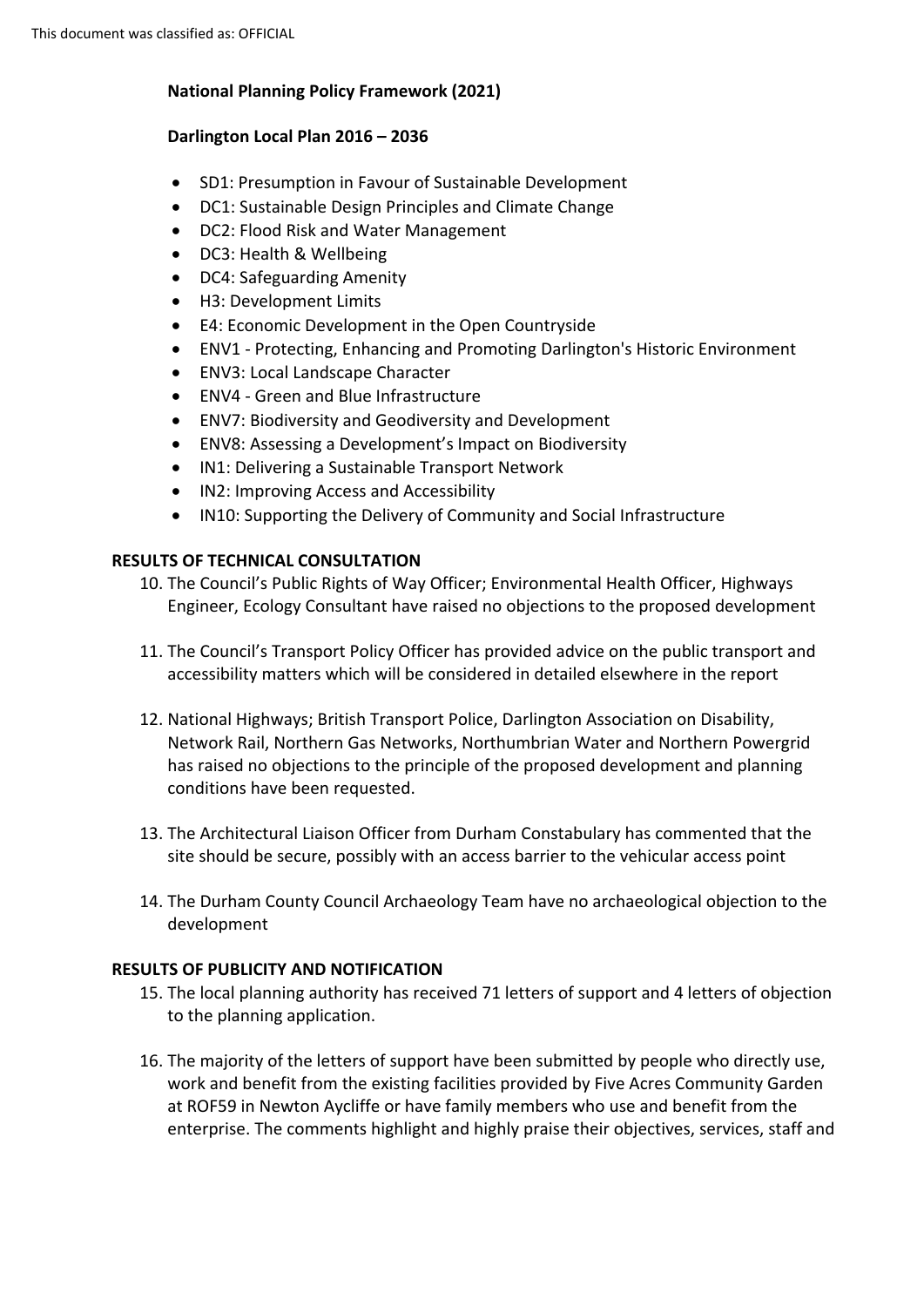**National Planning Policy Framework (2021)**

**Darlington Local Plan 2016 – 2036**

- SD1: Presumption in Favour of Sustainable Development
- DC1: Sustainable Design Principles and Climate Change
- DC2: Flood Risk and Water Management
- DC3: Health & Wellbeing
- DC4: Safeguarding Amenity
- H3: Development Limits
- E4: Economic Development in the Open Countryside
- ENV1 - Protecting, Enhancing and Promoting Darlington's Historic Environment
- ENV3: Local Landscape Character
- ENV4 - Green and Blue Infrastructure
- ENV7: Biodiversity and Geodiversity and Development
- ENV8: Assessing a Development's Impact on Biodiversity
- IN1: Delivering a Sustainable Transport Network
- IN2: Improving Access and Accessibility
- IN10: Supporting the Delivery of Community and Social Infrastructure

**RESULTS OF TECHNICAL CONSULTATION**

10. The Council's Public Rights of Way Officer; Environmental Health Officer, Highways Engineer, Ecology Consultant have raised no objections to the proposed development

11. The Council's Transport Policy Officer has provided advice on the public transport and accessibility matters which will be considered in detailed elsewhere in the report

12. National Highways; British Transport Police, Darlington Association on Disability, Network Rail, Northern Gas Networks, Northumbrian Water and Northern Powergrid has raised no objections to the principle of the proposed development and planning conditions have been requested.

13. The Architectural Liaison Officer from Durham Constabulary has commented that the site should be secure, possibly with an access barrier to the vehicular access point

14. The Durham County Council Archaeology Team have no archaeological objection to the development

**RESULTS OF PUBLICITY AND NOTIFICATION**

15. The local planning authority has received 71 letters of support and 4 letters of objection to the planning application.

16. The majority of the letters of support have been submitted by people who directly use, work and benefit from the existing facilities provided by Five Acres Community Garden at ROF59 in Newton Aycliffe or have family members who use and benefit from the enterprise. The comments highlight and highly praise their objectives, services, staff and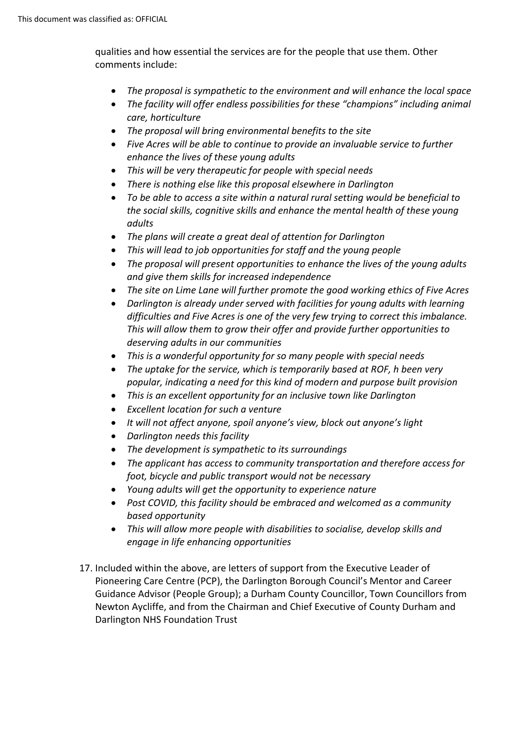qualities and how essential the services are for the people that use them. Other comments include:

- *The proposal is sympathetic to the environment and will enhance the local space*
- *The facility will offer endless possibilities for these "champions" including animal care, horticulture*
- *The proposal will bring environmental benefits to the site*
- *Five Acres will be able to continue to provide an invaluable service to further enhance the lives of these young adults*
- *This will be very therapeutic for people with special needs*
- *There is nothing else like this proposal elsewhere in Darlington*
- *To be able to access a site within a natural rural setting would be beneficial to the social skills, cognitive skills and enhance the mental health of these young adults*
- *The plans will create a great deal of attention for Darlington*
- *This will lead to job opportunities for staff and the young people*
- *The proposal will present opportunities to enhance the lives of the young adults and give them skills for increased independence*
- *The site on Lime Lane will further promote the good working ethics of Five Acres*
- *Darlington is already under served with facilities for young adults with learning difficulties and Five Acres is one of the very few trying to correct this imbalance. This will allow them to grow their offer and provide further opportunities to deserving adults in our communities*
- *This is a wonderful opportunity for so many people with special needs*
- *The uptake for the service, which is temporarily based at ROF, h been very popular, indicating a need for this kind of modern and purpose built provision*
- *This is an excellent opportunity for an inclusive town like Darlington*
- *Excellent location for such a venture*
- *It will not affect anyone, spoil anyone's view, block out anyone's light*
- *Darlington needs this facility*
- *The development is sympathetic to its surroundings*
- *The applicant has access to community transportation and therefore access for foot, bicycle and public transport would not be necessary*
- *Young adults will get the opportunity to experience nature*
- *Post COVID, this facility should be embraced and welcomed as a community based opportunity*
- *This will allow more people with disabilities to socialise, develop skills and engage in life enhancing opportunities*

17. Included within the above, are letters of support from the Executive Leader of Pioneering Care Centre (PCP), the Darlington Borough Council's Mentor and Career Guidance Advisor (People Group); a Durham County Councillor, Town Councillors from Newton Aycliffe, and from the Chairman and Chief Executive of County Durham and Darlington NHS Foundation Trust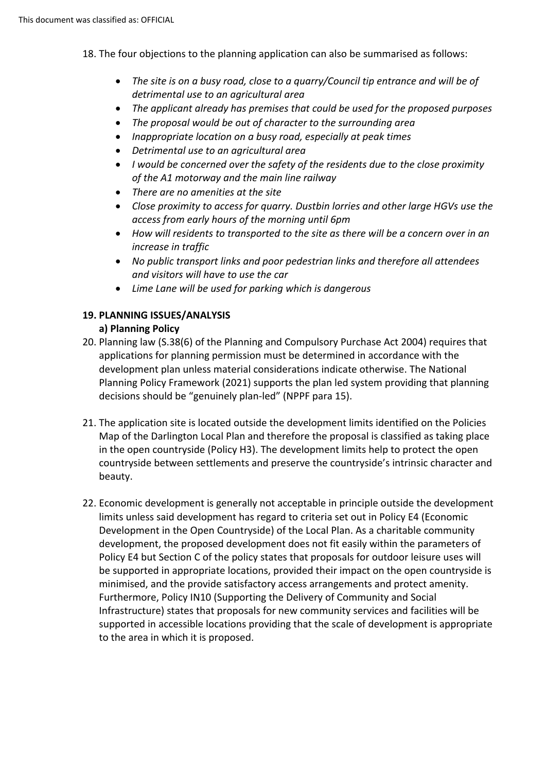18. The four objections to the planning application can also be summarised as follows:

    - *The site is on a busy road, close to a quarry/Council tip entrance and will be of detrimental use to an agricultural area*
    - *The applicant already has premises that could be used for the proposed purposes*
    - *The proposal would be out of character to the surrounding area*
    - *Inappropriate location on a busy road, especially at peak times*
    - *Detrimental use to an agricultural area*
    - *I would be concerned over the safety of the residents due to the close proximity of the A1 motorway and the main line railway*
    - *There are no amenities at the site*
    - *Close proximity to access for quarry. Dustbin lorries and other large HGVs use the access from early hours of the morning until 6pm*
    - *How will residents to transported to the site as there will be a concern over in an increase in traffic*
    - *No public transport links and poor pedestrian links and therefore all attendees and visitors will have to use the car*
    - *Lime Lane will be used for parking which is dangerous*

**19. PLANNING ISSUES/ANALYSIS**

**a) Planning Policy**

20. Planning law (S.38(6) of the Planning and Compulsory Purchase Act 2004) requires that applications for planning permission must be determined in accordance with the development plan unless material considerations indicate otherwise. The National Planning Policy Framework (2021) supports the plan led system providing that planning decisions should be "genuinely plan-led" (NPPF para 15).

21. The application site is located outside the development limits identified on the Policies Map of the Darlington Local Plan and therefore the proposal is classified as taking place in the open countryside (Policy H3). The development limits help to protect the open countryside between settlements and preserve the countryside's intrinsic character and beauty.

22. Economic development is generally not acceptable in principle outside the development limits unless said development has regard to criteria set out in Policy E4 (Economic Development in the Open Countryside) of the Local Plan. As a charitable community development, the proposed development does not fit easily within the parameters of Policy E4 but Section C of the policy states that proposals for outdoor leisure uses will be supported in appropriate locations, provided their impact on the open countryside is minimised, and the provide satisfactory access arrangements and protect amenity. Furthermore, Policy IN10 (Supporting the Delivery of Community and Social Infrastructure) states that proposals for new community services and facilities will be supported in accessible locations providing that the scale of development is appropriate to the area in which it is proposed.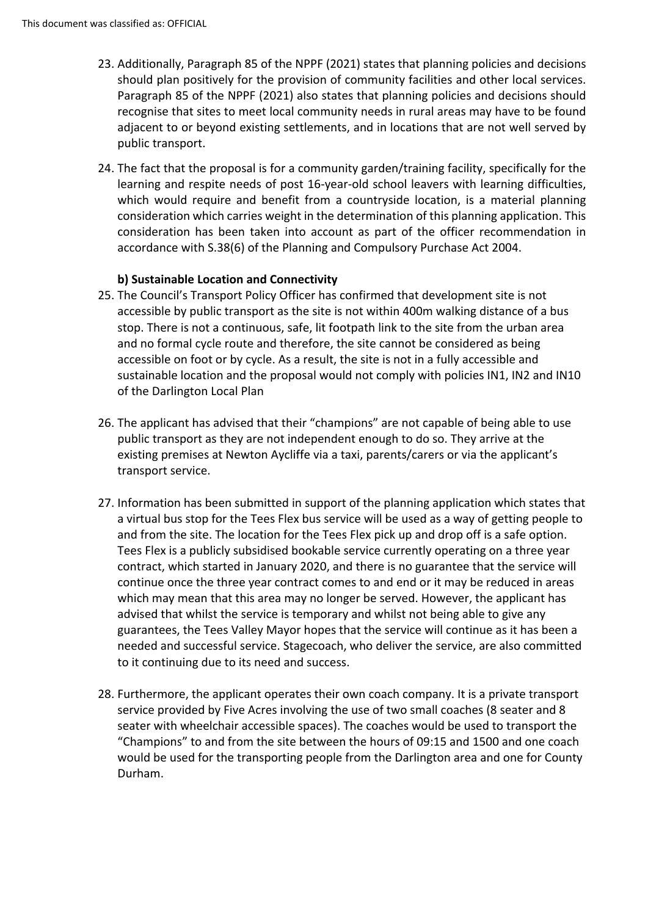23. Additionally, Paragraph 85 of the NPPF (2021) states that planning policies and decisions should plan positively for the provision of community facilities and other local services. Paragraph 85 of the NPPF (2021) also states that planning policies and decisions should recognise that sites to meet local community needs in rural areas may have to be found adjacent to or beyond existing settlements, and in locations that are not well served by public transport.

24. The fact that the proposal is for a community garden/training facility, specifically for the learning and respite needs of post 16-year-old school leavers with learning difficulties, which would require and benefit from a countryside location, is a material planning consideration which carries weight in the determination of this planning application. This consideration has been taken into account as part of the officer recommendation in accordance with S.38(6) of the Planning and Compulsory Purchase Act 2004.

**b) Sustainable Location and Connectivity**

25. The Council's Transport Policy Officer has confirmed that development site is not accessible by public transport as the site is not within 400m walking distance of a bus stop. There is not a continuous, safe, lit footpath link to the site from the urban area and no formal cycle route and therefore, the site cannot be considered as being accessible on foot or by cycle. As a result, the site is not in a fully accessible and sustainable location and the proposal would not comply with policies IN1, IN2 and IN10 of the Darlington Local Plan

26. The applicant has advised that their "champions" are not capable of being able to use public transport as they are not independent enough to do so. They arrive at the existing premises at Newton Aycliffe via a taxi, parents/carers or via the applicant's transport service.

27. Information has been submitted in support of the planning application which states that a virtual bus stop for the Tees Flex bus service will be used as a way of getting people to and from the site. The location for the Tees Flex pick up and drop off is a safe option. Tees Flex is a publicly subsidised bookable service currently operating on a three year contract, which started in January 2020, and there is no guarantee that the service will continue once the three year contract comes to and end or it may be reduced in areas which may mean that this area may no longer be served. However, the applicant has advised that whilst the service is temporary and whilst not being able to give any guarantees, the Tees Valley Mayor hopes that the service will continue as it has been a needed and successful service. Stagecoach, who deliver the service, are also committed to it continuing due to its need and success.

28. Furthermore, the applicant operates their own coach company. It is a private transport service provided by Five Acres involving the use of two small coaches (8 seater and 8 seater with wheelchair accessible spaces). The coaches would be used to transport the "Champions" to and from the site between the hours of 09:15 and 1500 and one coach would be used for the transporting people from the Darlington area and one for County Durham.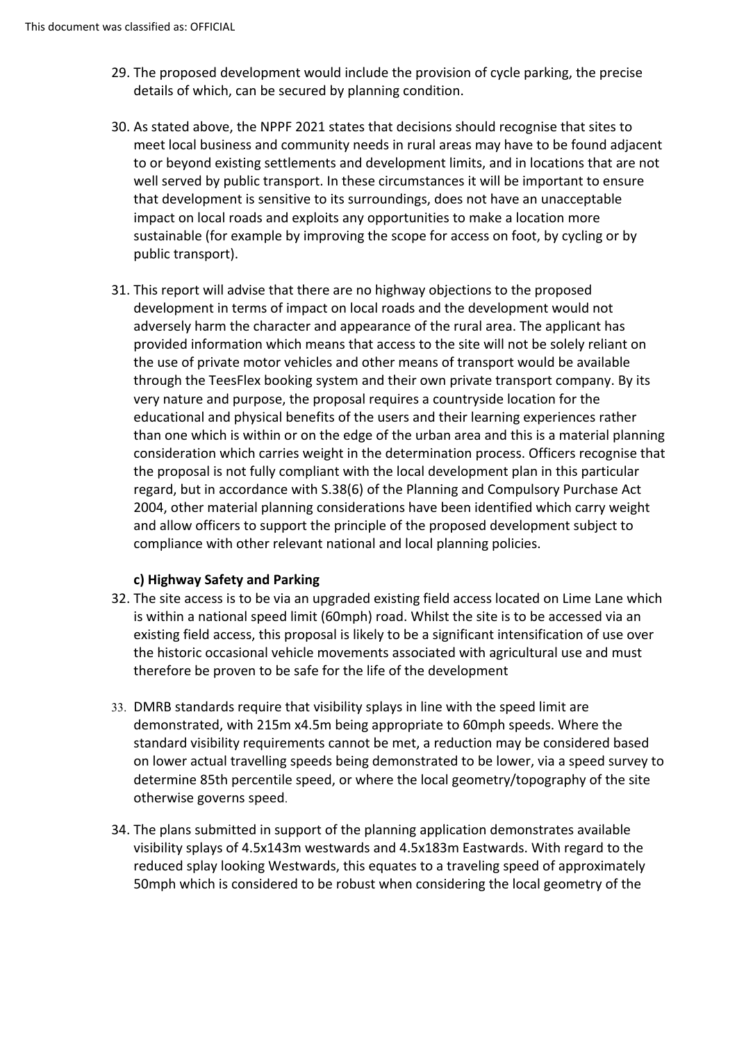29. The proposed development would include the provision of cycle parking, the precise details of which, can be secured by planning condition.

30. As stated above, the NPPF 2021 states that decisions should recognise that sites to meet local business and community needs in rural areas may have to be found adjacent to or beyond existing settlements and development limits, and in locations that are not well served by public transport. In these circumstances it will be important to ensure that development is sensitive to its surroundings, does not have an unacceptable impact on local roads and exploits any opportunities to make a location more sustainable (for example by improving the scope for access on foot, by cycling or by public transport).

31. This report will advise that there are no highway objections to the proposed development in terms of impact on local roads and the development would not adversely harm the character and appearance of the rural area. The applicant has provided information which means that access to the site will not be solely reliant on the use of private motor vehicles and other means of transport would be available through the TeesFlex booking system and their own private transport company. By its very nature and purpose, the proposal requires a countryside location for the educational and physical benefits of the users and their learning experiences rather than one which is within or on the edge of the urban area and this is a material planning consideration which carries weight in the determination process. Officers recognise that the proposal is not fully compliant with the local development plan in this particular regard, but in accordance with S.38(6) of the Planning and Compulsory Purchase Act 2004, other material planning considerations have been identified which carry weight and allow officers to support the principle of the proposed development subject to compliance with other relevant national and local planning policies.

**c) Highway Safety and Parking**

32. The site access is to be via an upgraded existing field access located on Lime Lane which is within a national speed limit (60mph) road. Whilst the site is to be accessed via an existing field access, this proposal is likely to be a significant intensification of use over the historic occasional vehicle movements associated with agricultural use and must therefore be proven to be safe for the life of the development

33. DMRB standards require that visibility splays in line with the speed limit are demonstrated, with 215m x4.5m being appropriate to 60mph speeds. Where the standard visibility requirements cannot be met, a reduction may be considered based on lower actual travelling speeds being demonstrated to be lower, via a speed survey to determine 85th percentile speed, or where the local geometry/topography of the site otherwise governs speed.

34. The plans submitted in support of the planning application demonstrates available visibility splays of 4.5x143m westwards and 4.5x183m Eastwards. With regard to the reduced splay looking Westwards, this equates to a traveling speed of approximately 50mph which is considered to be robust when considering the local geometry of the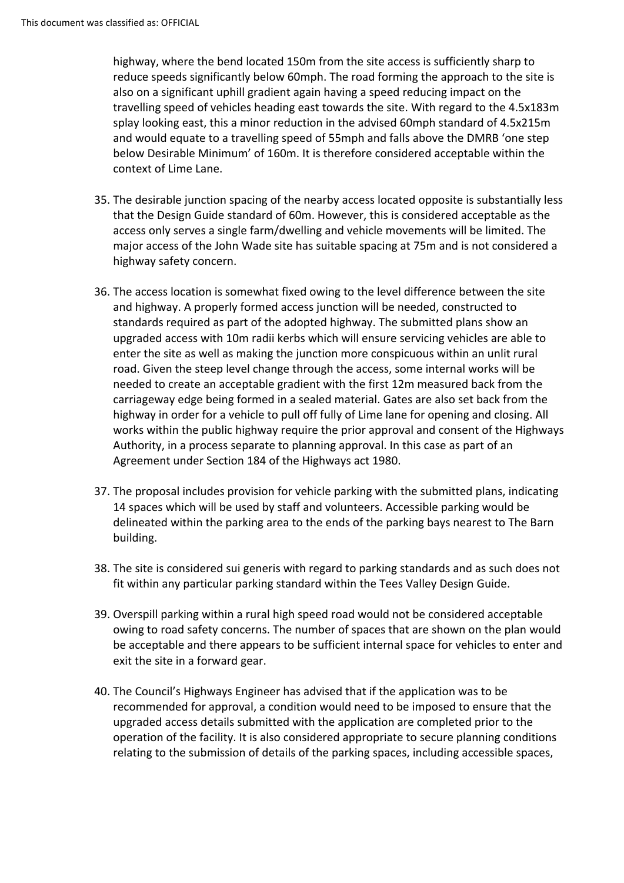highway, where the bend located 150m from the site access is sufficiently sharp to reduce speeds significantly below 60mph. The road forming the approach to the site is also on a significant uphill gradient again having a speed reducing impact on the travelling speed of vehicles heading east towards the site. With regard to the 4.5x183m splay looking east, this a minor reduction in the advised 60mph standard of 4.5x215m and would equate to a travelling speed of 55mph and falls above the DMRB 'one step below Desirable Minimum' of 160m. It is therefore considered acceptable within the context of Lime Lane.

35. The desirable junction spacing of the nearby access located opposite is substantially less that the Design Guide standard of 60m. However, this is considered acceptable as the access only serves a single farm/dwelling and vehicle movements will be limited. The major access of the John Wade site has suitable spacing at 75m and is not considered a highway safety concern.

36. The access location is somewhat fixed owing to the level difference between the site and highway. A properly formed access junction will be needed, constructed to standards required as part of the adopted highway. The submitted plans show an upgraded access with 10m radii kerbs which will ensure servicing vehicles are able to enter the site as well as making the junction more conspicuous within an unlit rural road. Given the steep level change through the access, some internal works will be needed to create an acceptable gradient with the first 12m measured back from the carriageway edge being formed in a sealed material. Gates are also set back from the highway in order for a vehicle to pull off fully of Lime lane for opening and closing. All works within the public highway require the prior approval and consent of the Highways Authority, in a process separate to planning approval. In this case as part of an Agreement under Section 184 of the Highways act 1980.

37. The proposal includes provision for vehicle parking with the submitted plans, indicating 14 spaces which will be used by staff and volunteers. Accessible parking would be delineated within the parking area to the ends of the parking bays nearest to The Barn building.

38. The site is considered sui generis with regard to parking standards and as such does not fit within any particular parking standard within the Tees Valley Design Guide.

39. Overspill parking within a rural high speed road would not be considered acceptable owing to road safety concerns. The number of spaces that are shown on the plan would be acceptable and there appears to be sufficient internal space for vehicles to enter and exit the site in a forward gear.

40. The Council's Highways Engineer has advised that if the application was to be recommended for approval, a condition would need to be imposed to ensure that the upgraded access details submitted with the application are completed prior to the operation of the facility. It is also considered appropriate to secure planning conditions relating to the submission of details of the parking spaces, including accessible spaces,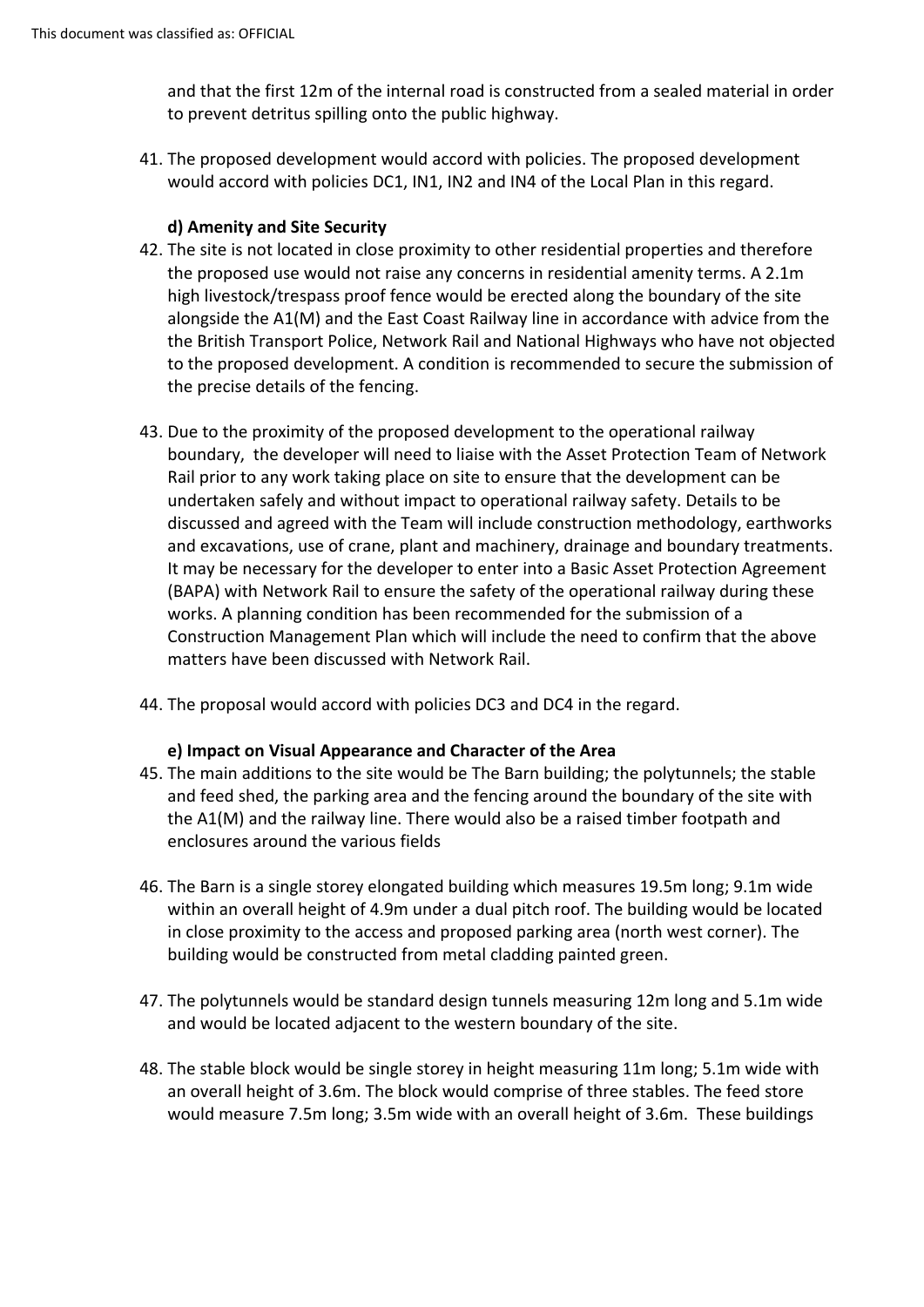and that the first 12m of the internal road is constructed from a sealed material in order to prevent detritus spilling onto the public highway.

41. The proposed development would accord with policies. The proposed development would accord with policies DC1, IN1, IN2 and IN4 of the Local Plan in this regard.

**d) Amenity and Site Security**

42. The site is not located in close proximity to other residential properties and therefore the proposed use would not raise any concerns in residential amenity terms. A 2.1m high livestock/trespass proof fence would be erected along the boundary of the site alongside the A1(M) and the East Coast Railway line in accordance with advice from the the British Transport Police, Network Rail and National Highways who have not objected to the proposed development. A condition is recommended to secure the submission of the precise details of the fencing.

43. Due to the proximity of the proposed development to the operational railway boundary, the developer will need to liaise with the Asset Protection Team of Network Rail prior to any work taking place on site to ensure that the development can be undertaken safely and without impact to operational railway safety. Details to be discussed and agreed with the Team will include construction methodology, earthworks and excavations, use of crane, plant and machinery, drainage and boundary treatments. It may be necessary for the developer to enter into a Basic Asset Protection Agreement (BAPA) with Network Rail to ensure the safety of the operational railway during these works. A planning condition has been recommended for the submission of a Construction Management Plan which will include the need to confirm that the above matters have been discussed with Network Rail.

44. The proposal would accord with policies DC3 and DC4 in the regard.

**e) Impact on Visual Appearance and Character of the Area**

45. The main additions to the site would be The Barn building; the polytunnels; the stable and feed shed, the parking area and the fencing around the boundary of the site with the A1(M) and the railway line. There would also be a raised timber footpath and enclosures around the various fields

46. The Barn is a single storey elongated building which measures 19.5m long; 9.1m wide within an overall height of 4.9m under a dual pitch roof. The building would be located in close proximity to the access and proposed parking area (north west corner). The building would be constructed from metal cladding painted green.

47. The polytunnels would be standard design tunnels measuring 12m long and 5.1m wide and would be located adjacent to the western boundary of the site.

48. The stable block would be single storey in height measuring 11m long; 5.1m wide with an overall height of 3.6m. The block would comprise of three stables. The feed store would measure 7.5m long; 3.5m wide with an overall height of 3.6m. These buildings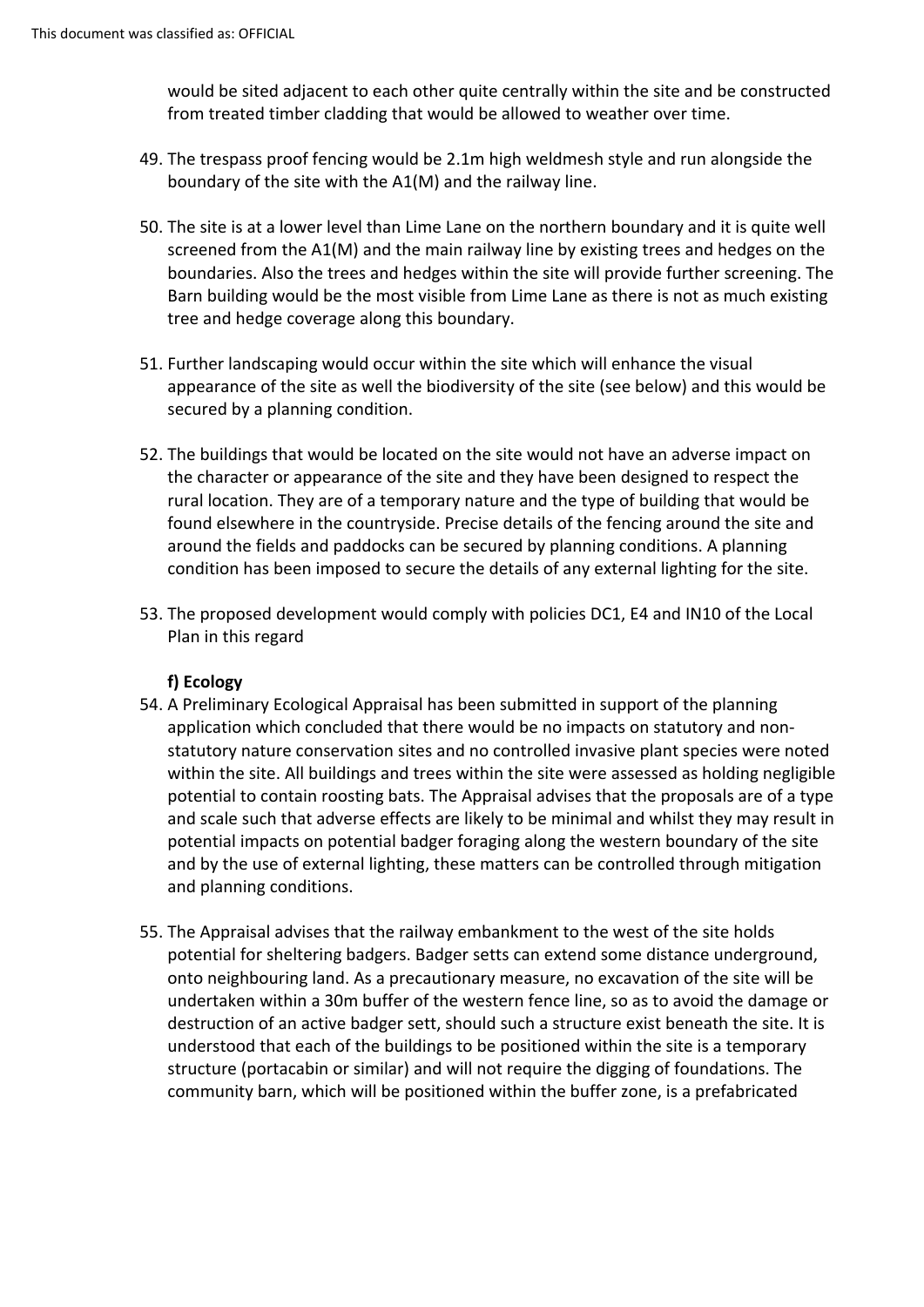would be sited adjacent to each other quite centrally within the site and be constructed from treated timber cladding that would be allowed to weather over time.

49. The trespass proof fencing would be 2.1m high weldmesh style and run alongside the boundary of the site with the A1(M) and the railway line.

50. The site is at a lower level than Lime Lane on the northern boundary and it is quite well screened from the A1(M) and the main railway line by existing trees and hedges on the boundaries. Also the trees and hedges within the site will provide further screening. The Barn building would be the most visible from Lime Lane as there is not as much existing tree and hedge coverage along this boundary.

51. Further landscaping would occur within the site which will enhance the visual appearance of the site as well the biodiversity of the site (see below) and this would be secured by a planning condition.

52. The buildings that would be located on the site would not have an adverse impact on the character or appearance of the site and they have been designed to respect the rural location. They are of a temporary nature and the type of building that would be found elsewhere in the countryside. Precise details of the fencing around the site and around the fields and paddocks can be secured by planning conditions. A planning condition has been imposed to secure the details of any external lighting for the site.

53. The proposed development would comply with policies DC1, E4 and IN10 of the Local Plan in this regard

**f) Ecology**

54. A Preliminary Ecological Appraisal has been submitted in support of the planning application which concluded that there would be no impacts on statutory and non-statutory nature conservation sites and no controlled invasive plant species were noted within the site. All buildings and trees within the site were assessed as holding negligible potential to contain roosting bats. The Appraisal advises that the proposals are of a type and scale such that adverse effects are likely to be minimal and whilst they may result in potential impacts on potential badger foraging along the western boundary of the site and by the use of external lighting, these matters can be controlled through mitigation and planning conditions.

55. The Appraisal advises that the railway embankment to the west of the site holds potential for sheltering badgers. Badger setts can extend some distance underground, onto neighbouring land. As a precautionary measure, no excavation of the site will be undertaken within a 30m buffer of the western fence line, so as to avoid the damage or destruction of an active badger sett, should such a structure exist beneath the site. It is understood that each of the buildings to be positioned within the site is a temporary structure (portacabin or similar) and will not require the digging of foundations. The community barn, which will be positioned within the buffer zone, is a prefabricated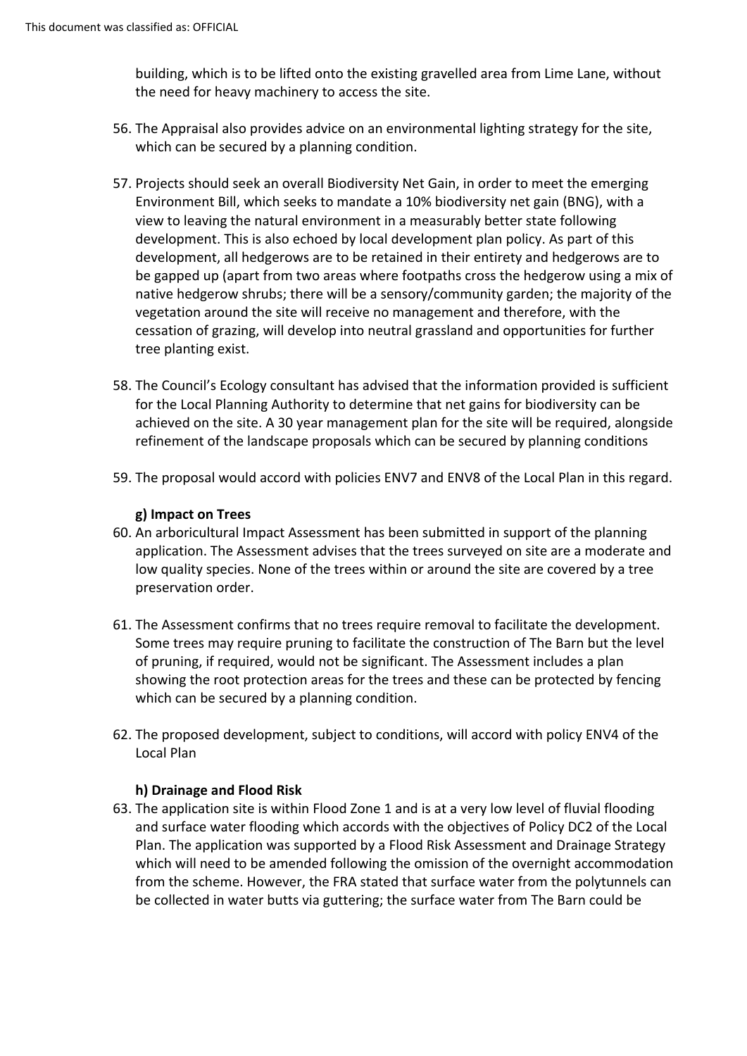building, which is to be lifted onto the existing gravelled area from Lime Lane, without the need for heavy machinery to access the site.

56. The Appraisal also provides advice on an environmental lighting strategy for the site, which can be secured by a planning condition.

57. Projects should seek an overall Biodiversity Net Gain, in order to meet the emerging Environment Bill, which seeks to mandate a 10% biodiversity net gain (BNG), with a view to leaving the natural environment in a measurably better state following development. This is also echoed by local development plan policy. As part of this development, all hedgerows are to be retained in their entirety and hedgerows are to be gapped up (apart from two areas where footpaths cross the hedgerow using a mix of native hedgerow shrubs; there will be a sensory/community garden; the majority of the vegetation around the site will receive no management and therefore, with the cessation of grazing, will develop into neutral grassland and opportunities for further tree planting exist.

58. The Council's Ecology consultant has advised that the information provided is sufficient for the Local Planning Authority to determine that net gains for biodiversity can be achieved on the site. A 30 year management plan for the site will be required, alongside refinement of the landscape proposals which can be secured by planning conditions

59. The proposal would accord with policies ENV7 and ENV8 of the Local Plan in this regard.

**g) Impact on Trees**

60. An arboricultural Impact Assessment has been submitted in support of the planning application. The Assessment advises that the trees surveyed on site are a moderate and low quality species. None of the trees within or around the site are covered by a tree preservation order.

61. The Assessment confirms that no trees require removal to facilitate the development. Some trees may require pruning to facilitate the construction of The Barn but the level of pruning, if required, would not be significant. The Assessment includes a plan showing the root protection areas for the trees and these can be protected by fencing which can be secured by a planning condition.

62. The proposed development, subject to conditions, will accord with policy ENV4 of the Local Plan

**h) Drainage and Flood Risk**

63. The application site is within Flood Zone 1 and is at a very low level of fluvial flooding and surface water flooding which accords with the objectives of Policy DC2 of the Local Plan. The application was supported by a Flood Risk Assessment and Drainage Strategy which will need to be amended following the omission of the overnight accommodation from the scheme. However, the FRA stated that surface water from the polytunnels can be collected in water butts via guttering; the surface water from The Barn could be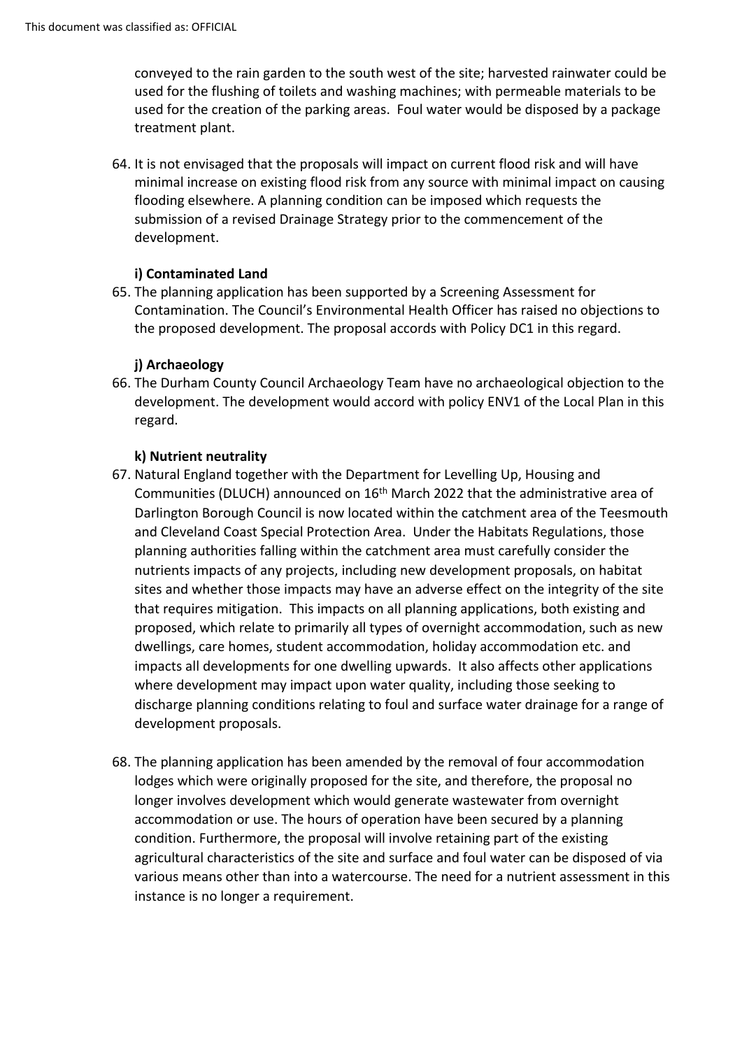conveyed to the rain garden to the south west of the site; harvested rainwater could be used for the flushing of toilets and washing machines; with permeable materials to be used for the creation of the parking areas. Foul water would be disposed by a package treatment plant.

64. It is not envisaged that the proposals will impact on current flood risk and will have minimal increase on existing flood risk from any source with minimal impact on causing flooding elsewhere. A planning condition can be imposed which requests the submission of a revised Drainage Strategy prior to the commencement of the development.

**i) Contaminated Land**

65. The planning application has been supported by a Screening Assessment for Contamination. The Council's Environmental Health Officer has raised no objections to the proposed development. The proposal accords with Policy DC1 in this regard.

**j) Archaeology**

66. The Durham County Council Archaeology Team have no archaeological objection to the development. The development would accord with policy ENV1 of the Local Plan in this regard.

**k) Nutrient neutrality**

67. Natural England together with the Department for Levelling Up, Housing and Communities (DLUCH) announced on 16th March 2022 that the administrative area of Darlington Borough Council is now located within the catchment area of the Teesmouth and Cleveland Coast Special Protection Area. Under the Habitats Regulations, those planning authorities falling within the catchment area must carefully consider the nutrients impacts of any projects, including new development proposals, on habitat sites and whether those impacts may have an adverse effect on the integrity of the site that requires mitigation. This impacts on all planning applications, both existing and proposed, which relate to primarily all types of overnight accommodation, such as new dwellings, care homes, student accommodation, holiday accommodation etc. and impacts all developments for one dwelling upwards. It also affects other applications where development may impact upon water quality, including those seeking to discharge planning conditions relating to foul and surface water drainage for a range of development proposals.

68. The planning application has been amended by the removal of four accommodation lodges which were originally proposed for the site, and therefore, the proposal no longer involves development which would generate wastewater from overnight accommodation or use. The hours of operation have been secured by a planning condition. Furthermore, the proposal will involve retaining part of the existing agricultural characteristics of the site and surface and foul water can be disposed of via various means other than into a watercourse. The need for a nutrient assessment in this instance is no longer a requirement.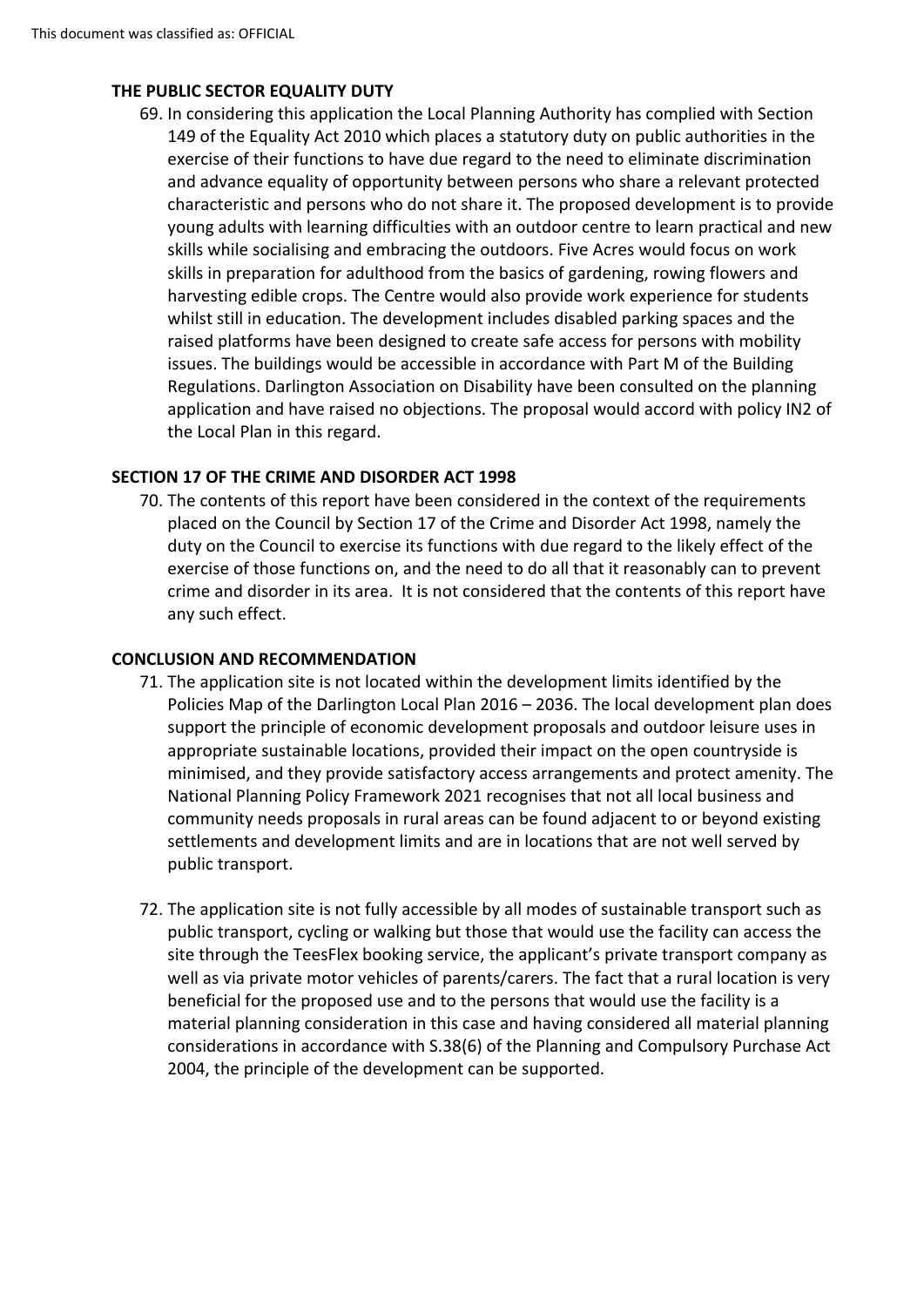## THE PUBLIC SECTOR EQUALITY DUTY

69. In considering this application the Local Planning Authority has complied with Section 149 of the Equality Act 2010 which places a statutory duty on public authorities in the exercise of their functions to have due regard to the need to eliminate discrimination and advance equality of opportunity between persons who share a relevant protected characteristic and persons who do not share it. The proposed development is to provide young adults with learning difficulties with an outdoor centre to learn practical and new skills while socialising and embracing the outdoors. Five Acres would focus on work skills in preparation for adulthood from the basics of gardening, rowing flowers and harvesting edible crops. The Centre would also provide work experience for students whilst still in education. The development includes disabled parking spaces and the raised platforms have been designed to create safe access for persons with mobility issues. The buildings would be accessible in accordance with Part M of the Building Regulations. Darlington Association on Disability have been consulted on the planning application and have raised no objections. The proposal would accord with policy IN2 of the Local Plan in this regard.

## SECTION 17 OF THE CRIME AND DISORDER ACT 1998

70. The contents of this report have been considered in the context of the requirements placed on the Council by Section 17 of the Crime and Disorder Act 1998, namely the duty on the Council to exercise its functions with due regard to the likely effect of the exercise of those functions on, and the need to do all that it reasonably can to prevent crime and disorder in its area. It is not considered that the contents of this report have any such effect.

## CONCLUSION AND RECOMMENDATION

71. The application site is not located within the development limits identified by the Policies Map of the Darlington Local Plan 2016 – 2036. The local development plan does support the principle of economic development proposals and outdoor leisure uses in appropriate sustainable locations, provided their impact on the open countryside is minimised, and they provide satisfactory access arrangements and protect amenity. The National Planning Policy Framework 2021 recognises that not all local business and community needs proposals in rural areas can be found adjacent to or beyond existing settlements and development limits and are in locations that are not well served by public transport.

72. The application site is not fully accessible by all modes of sustainable transport such as public transport, cycling or walking but those that would use the facility can access the site through the TeesFlex booking service, the applicant's private transport company as well as via private motor vehicles of parents/carers. The fact that a rural location is very beneficial for the proposed use and to the persons that would use the facility is a material planning consideration in this case and having considered all material planning considerations in accordance with S.38(6) of the Planning and Compulsory Purchase Act 2004, the principle of the development can be supported.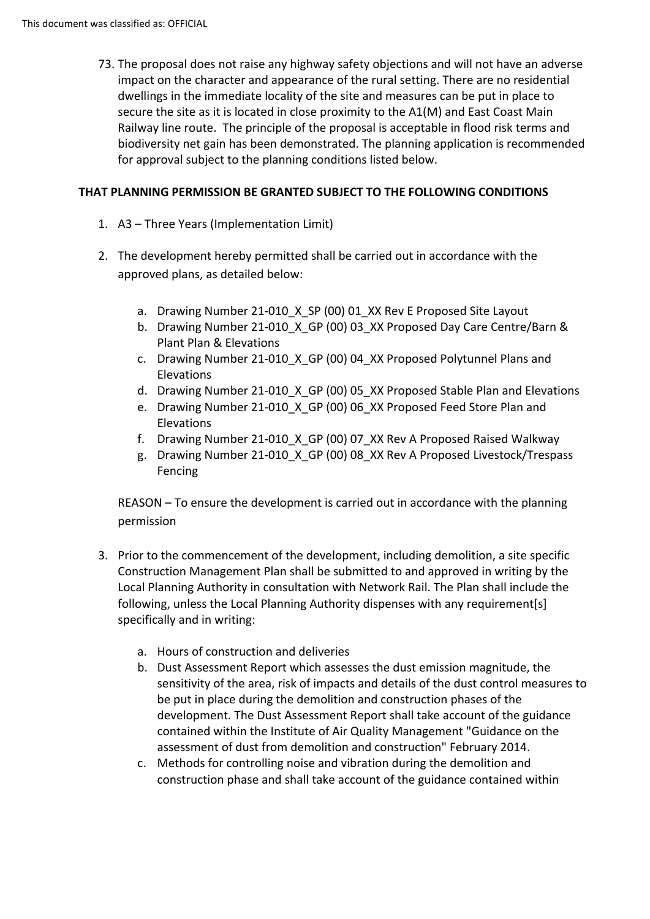73. The proposal does not raise any highway safety objections and will not have an adverse impact on the character and appearance of the rural setting. There are no residential dwellings in the immediate locality of the site and measures can be put in place to secure the site as it is located in close proximity to the A1(M) and East Coast Main Railway line route. The principle of the proposal is acceptable in flood risk terms and biodiversity net gain has been demonstrated. The planning application is recommended for approval subject to the planning conditions listed below.

**THAT PLANNING PERMISSION BE GRANTED SUBJECT TO THE FOLLOWING CONDITIONS**

1. A3 – Three Years (Implementation Limit)

2. The development hereby permitted shall be carried out in accordance with the approved plans, as detailed below:

    a. Drawing Number 21-010_X_SP (00) 01_XX Rev E Proposed Site Layout
    b. Drawing Number 21-010_X_GP (00) 03_XX Proposed Day Care Centre/Barn & Plant Plan & Elevations
    c. Drawing Number 21-010_X_GP (00) 04_XX Proposed Polytunnel Plans and Elevations
    d. Drawing Number 21-010_X_GP (00) 05_XX Proposed Stable Plan and Elevations
    e. Drawing Number 21-010_X_GP (00) 06_XX Proposed Feed Store Plan and Elevations
    f. Drawing Number 21-010_X_GP (00) 07_XX Rev A Proposed Raised Walkway
    g. Drawing Number 21-010_X_GP (00) 08_XX Rev A Proposed Livestock/Trespass Fencing

    REASON – To ensure the development is carried out in accordance with the planning permission

3. Prior to the commencement of the development, including demolition, a site specific Construction Management Plan shall be submitted to and approved in writing by the Local Planning Authority in consultation with Network Rail. The Plan shall include the following, unless the Local Planning Authority dispenses with any requirement[s] specifically and in writing:

    a. Hours of construction and deliveries
    b. Dust Assessment Report which assesses the dust emission magnitude, the sensitivity of the area, risk of impacts and details of the dust control measures to be put in place during the demolition and construction phases of the development. The Dust Assessment Report shall take account of the guidance contained within the Institute of Air Quality Management "Guidance on the assessment of dust from demolition and construction" February 2014.
    c. Methods for controlling noise and vibration during the demolition and construction phase and shall take account of the guidance contained within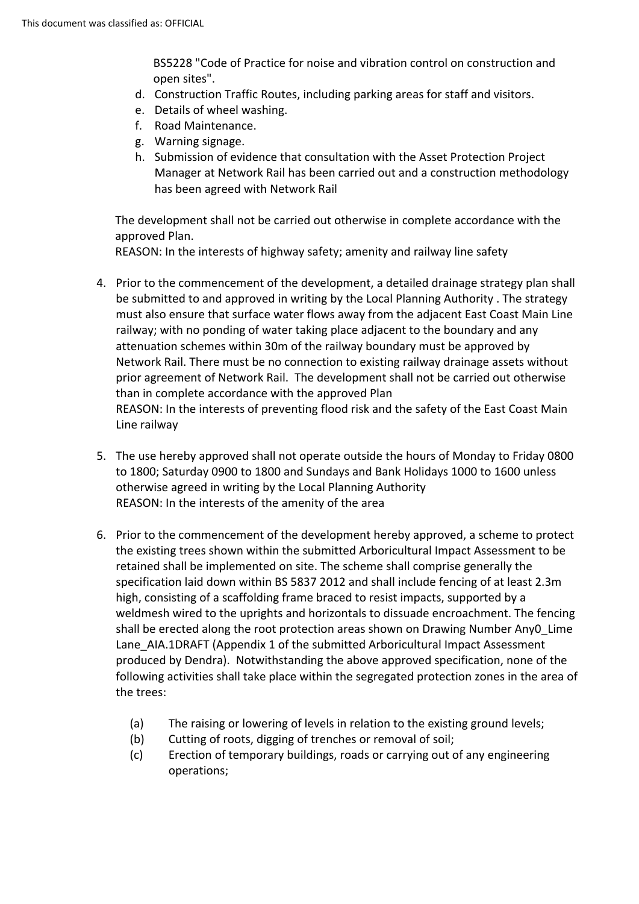BS5228 "Code of Practice for noise and vibration control on construction and open sites".

d. Construction Traffic Routes, including parking areas for staff and visitors.
e. Details of wheel washing.
f. Road Maintenance.
g. Warning signage.
h. Submission of evidence that consultation with the Asset Protection Project Manager at Network Rail has been carried out and a construction methodology has been agreed with Network Rail

The development shall not be carried out otherwise in complete accordance with the approved Plan.
REASON: In the interests of highway safety; amenity and railway line safety

4. Prior to the commencement of the development, a detailed drainage strategy plan shall be submitted to and approved in writing by the Local Planning Authority . The strategy must also ensure that surface water flows away from the adjacent East Coast Main Line railway; with no ponding of water taking place adjacent to the boundary and any attenuation schemes within 30m of the railway boundary must be approved by Network Rail. There must be no connection to existing railway drainage assets without prior agreement of Network Rail. The development shall not be carried out otherwise than in complete accordance with the approved Plan
REASON: In the interests of preventing flood risk and the safety of the East Coast Main Line railway

5. The use hereby approved shall not operate outside the hours of Monday to Friday 0800 to 1800; Saturday 0900 to 1800 and Sundays and Bank Holidays 1000 to 1600 unless otherwise agreed in writing by the Local Planning Authority
REASON: In the interests of the amenity of the area

6. Prior to the commencement of the development hereby approved, a scheme to protect the existing trees shown within the submitted Arboricultural Impact Assessment to be retained shall be implemented on site. The scheme shall comprise generally the specification laid down within BS 5837 2012 and shall include fencing of at least 2.3m high, consisting of a scaffolding frame braced to resist impacts, supported by a weldmesh wired to the uprights and horizontals to dissuade encroachment. The fencing shall be erected along the root protection areas shown on Drawing Number Any0_Lime Lane_AIA.1DRAFT (Appendix 1 of the submitted Arboricultural Impact Assessment produced by Dendra). Notwithstanding the above approved specification, none of the following activities shall take place within the segregated protection zones in the area of the trees:

   (a) The raising or lowering of levels in relation to the existing ground levels;
   (b) Cutting of roots, digging of trenches or removal of soil;
   (c) Erection of temporary buildings, roads or carrying out of any engineering operations;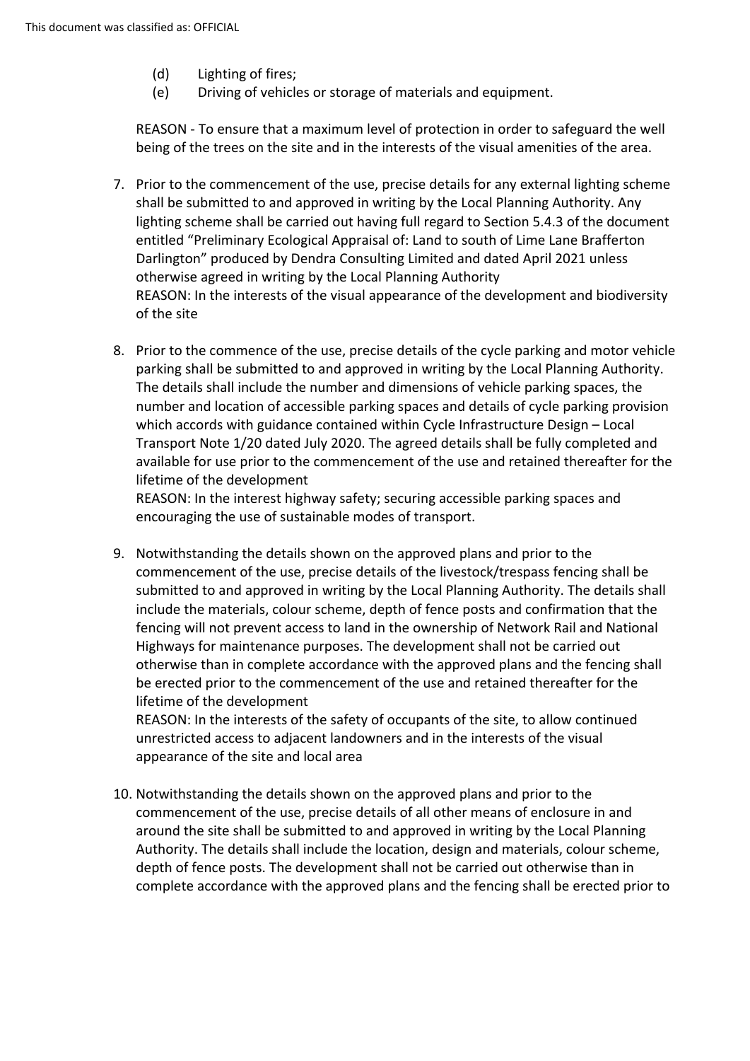(d) Lighting of fires;
(e) Driving of vehicles or storage of materials and equipment.

REASON - To ensure that a maximum level of protection in order to safeguard the well being of the trees on the site and in the interests of the visual amenities of the area.

7. Prior to the commencement of the use, precise details for any external lighting scheme shall be submitted to and approved in writing by the Local Planning Authority. Any lighting scheme shall be carried out having full regard to Section 5.4.3 of the document entitled "Preliminary Ecological Appraisal of: Land to south of Lime Lane Brafferton Darlington" produced by Dendra Consulting Limited and dated April 2021 unless otherwise agreed in writing by the Local Planning Authority
   REASON: In the interests of the visual appearance of the development and biodiversity of the site

8. Prior to the commence of the use, precise details of the cycle parking and motor vehicle parking shall be submitted to and approved in writing by the Local Planning Authority. The details shall include the number and dimensions of vehicle parking spaces, the number and location of accessible parking spaces and details of cycle parking provision which accords with guidance contained within Cycle Infrastructure Design – Local Transport Note 1/20 dated July 2020. The agreed details shall be fully completed and available for use prior to the commencement of the use and retained thereafter for the lifetime of the development
   REASON: In the interest highway safety; securing accessible parking spaces and encouraging the use of sustainable modes of transport.

9. Notwithstanding the details shown on the approved plans and prior to the commencement of the use, precise details of the livestock/trespass fencing shall be submitted to and approved in writing by the Local Planning Authority. The details shall include the materials, colour scheme, depth of fence posts and confirmation that the fencing will not prevent access to land in the ownership of Network Rail and National Highways for maintenance purposes. The development shall not be carried out otherwise than in complete accordance with the approved plans and the fencing shall be erected prior to the commencement of the use and retained thereafter for the lifetime of the development
   REASON: In the interests of the safety of occupants of the site, to allow continued unrestricted access to adjacent landowners and in the interests of the visual appearance of the site and local area

10. Notwithstanding the details shown on the approved plans and prior to the commencement of the use, precise details of all other means of enclosure in and around the site shall be submitted to and approved in writing by the Local Planning Authority. The details shall include the location, design and materials, colour scheme, depth of fence posts. The development shall not be carried out otherwise than in complete accordance with the approved plans and the fencing shall be erected prior to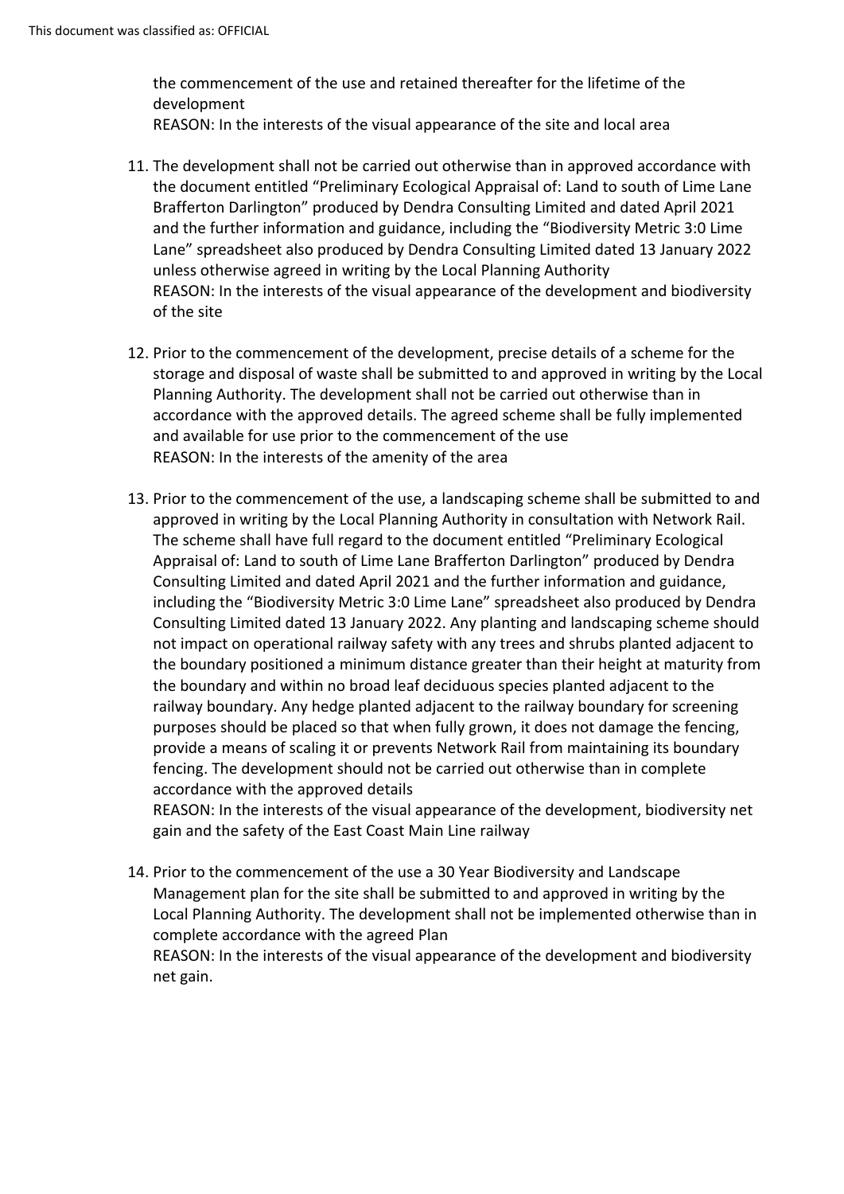the commencement of the use and retained thereafter for the lifetime of the development
REASON: In the interests of the visual appearance of the site and local area

11. The development shall not be carried out otherwise than in approved accordance with the document entitled "Preliminary Ecological Appraisal of: Land to south of Lime Lane Brafferton Darlington" produced by Dendra Consulting Limited and dated April 2021 and the further information and guidance, including the "Biodiversity Metric 3:0 Lime Lane" spreadsheet also produced by Dendra Consulting Limited dated 13 January 2022 unless otherwise agreed in writing by the Local Planning Authority
REASON: In the interests of the visual appearance of the development and biodiversity of the site

12. Prior to the commencement of the development, precise details of a scheme for the storage and disposal of waste shall be submitted to and approved in writing by the Local Planning Authority. The development shall not be carried out otherwise than in accordance with the approved details. The agreed scheme shall be fully implemented and available for use prior to the commencement of the use
REASON: In the interests of the amenity of the area

13. Prior to the commencement of the use, a landscaping scheme shall be submitted to and approved in writing by the Local Planning Authority in consultation with Network Rail. The scheme shall have full regard to the document entitled "Preliminary Ecological Appraisal of: Land to south of Lime Lane Brafferton Darlington" produced by Dendra Consulting Limited and dated April 2021 and the further information and guidance, including the "Biodiversity Metric 3:0 Lime Lane" spreadsheet also produced by Dendra Consulting Limited dated 13 January 2022. Any planting and landscaping scheme should not impact on operational railway safety with any trees and shrubs planted adjacent to the boundary positioned a minimum distance greater than their height at maturity from the boundary and within no broad leaf deciduous species planted adjacent to the railway boundary. Any hedge planted adjacent to the railway boundary for screening purposes should be placed so that when fully grown, it does not damage the fencing, provide a means of scaling it or prevents Network Rail from maintaining its boundary fencing. The development should not be carried out otherwise than in complete accordance with the approved details
REASON: In the interests of the visual appearance of the development, biodiversity net gain and the safety of the East Coast Main Line railway

14. Prior to the commencement of the use a 30 Year Biodiversity and Landscape Management plan for the site shall be submitted to and approved in writing by the Local Planning Authority. The development shall not be implemented otherwise than in complete accordance with the agreed Plan
REASON: In the interests of the visual appearance of the development and biodiversity net gain.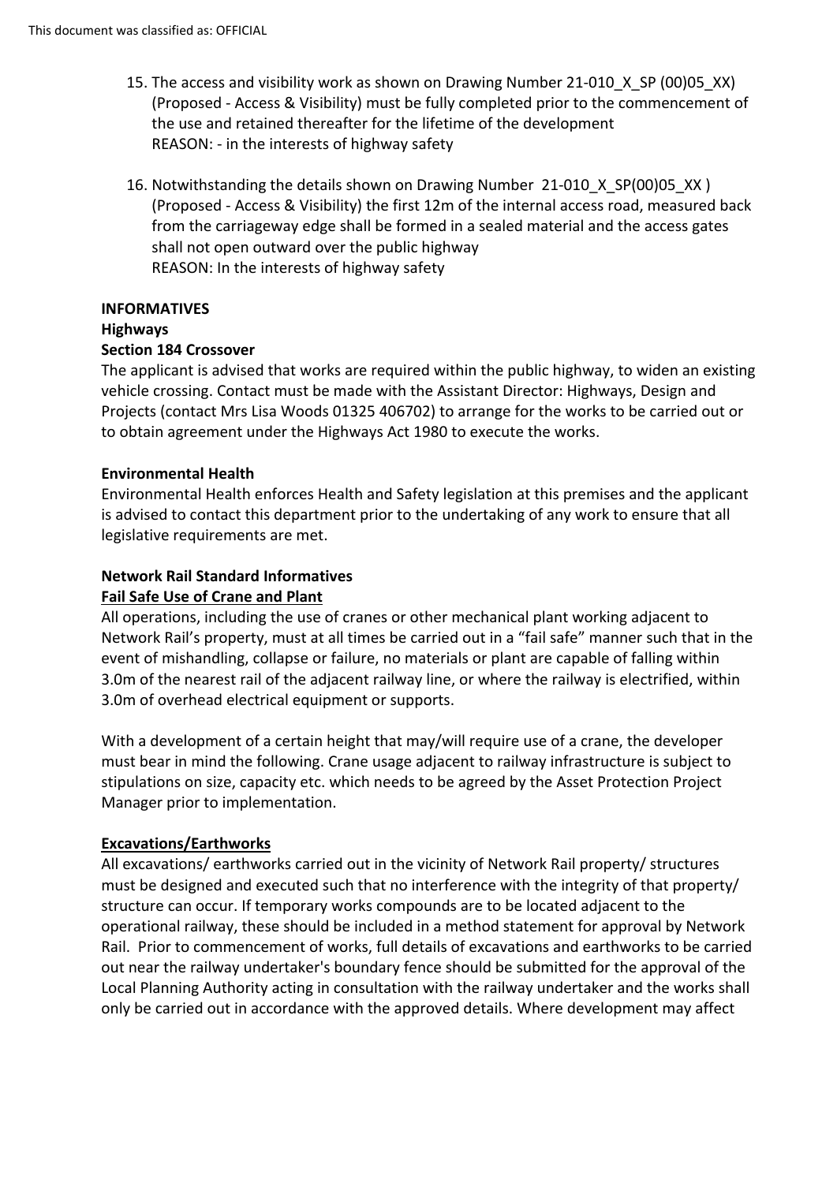15. The access and visibility work as shown on Drawing Number 21-010_X_SP (00)05_XX) (Proposed - Access & Visibility) must be fully completed prior to the commencement of the use and retained thereafter for the lifetime of the development
    REASON: - in the interests of highway safety

16. Notwithstanding the details shown on Drawing Number 21-010_X_SP(00)05_XX ) (Proposed - Access & Visibility) the first 12m of the internal access road, measured back from the carriageway edge shall be formed in a sealed material and the access gates shall not open outward over the public highway
    REASON: In the interests of highway safety

**INFORMATIVES**

**Highways**

**Section 184 Crossover**

The applicant is advised that works are required within the public highway, to widen an existing vehicle crossing. Contact must be made with the Assistant Director: Highways, Design and Projects (contact Mrs Lisa Woods 01325 406702) to arrange for the works to be carried out or to obtain agreement under the Highways Act 1980 to execute the works.

**Environmental Health**

Environmental Health enforces Health and Safety legislation at this premises and the applicant is advised to contact this department prior to the undertaking of any work to ensure that all legislative requirements are met.

**Network Rail Standard Informatives**

**<u>Fail Safe Use of Crane and Plant</u>**

All operations, including the use of cranes or other mechanical plant working adjacent to Network Rail's property, must at all times be carried out in a "fail safe" manner such that in the event of mishandling, collapse or failure, no materials or plant are capable of falling within 3.0m of the nearest rail of the adjacent railway line, or where the railway is electrified, within 3.0m of overhead electrical equipment or supports.

With a development of a certain height that may/will require use of a crane, the developer must bear in mind the following. Crane usage adjacent to railway infrastructure is subject to stipulations on size, capacity etc. which needs to be agreed by the Asset Protection Project Manager prior to implementation.

**<u>Excavations/Earthworks</u>**

All excavations/ earthworks carried out in the vicinity of Network Rail property/ structures must be designed and executed such that no interference with the integrity of that property/ structure can occur. If temporary works compounds are to be located adjacent to the operational railway, these should be included in a method statement for approval by Network Rail. Prior to commencement of works, full details of excavations and earthworks to be carried out near the railway undertaker's boundary fence should be submitted for the approval of the Local Planning Authority acting in consultation with the railway undertaker and the works shall only be carried out in accordance with the approved details. Where development may affect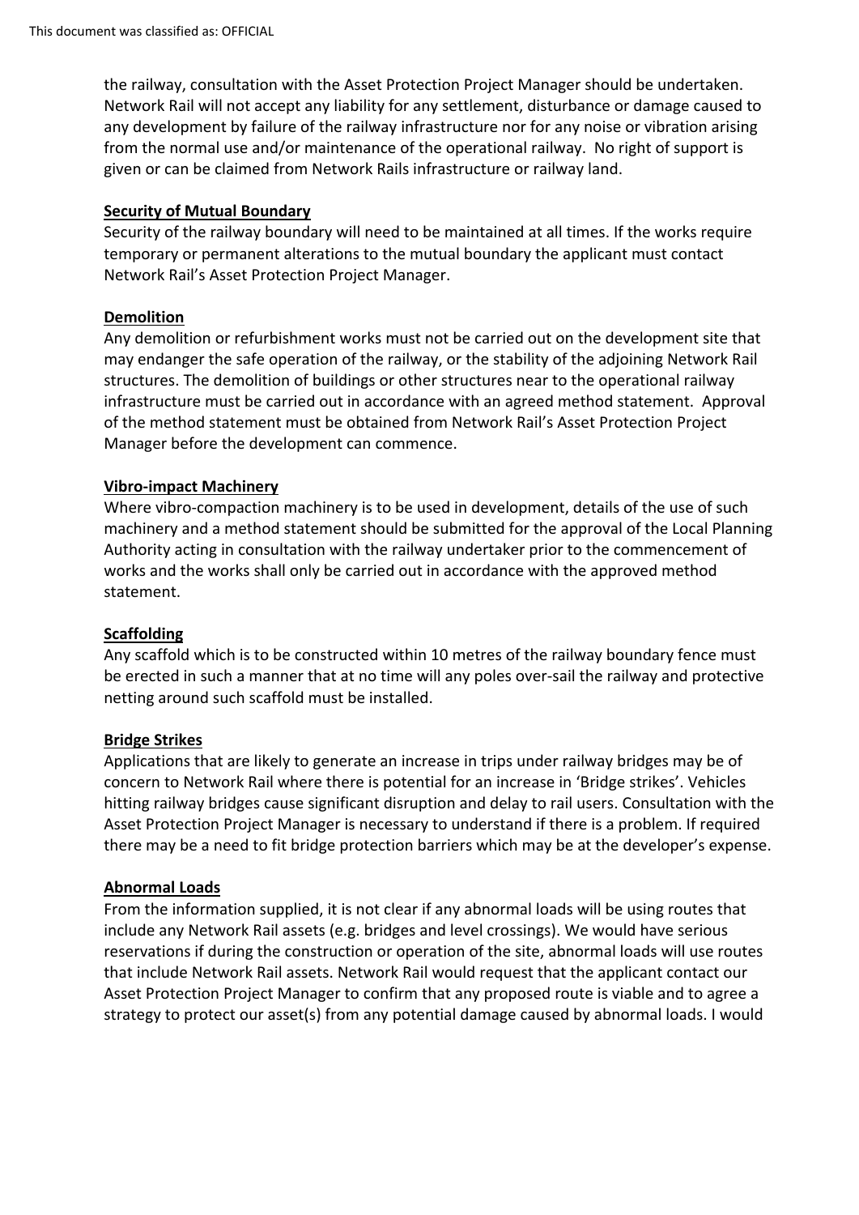the railway, consultation with the Asset Protection Project Manager should be undertaken. Network Rail will not accept any liability for any settlement, disturbance or damage caused to any development by failure of the railway infrastructure nor for any noise or vibration arising from the normal use and/or maintenance of the operational railway. No right of support is given or can be claimed from Network Rails infrastructure or railway land.

**Security of Mutual Boundary**

Security of the railway boundary will need to be maintained at all times. If the works require temporary or permanent alterations to the mutual boundary the applicant must contact Network Rail's Asset Protection Project Manager.

**Demolition**

Any demolition or refurbishment works must not be carried out on the development site that may endanger the safe operation of the railway, or the stability of the adjoining Network Rail structures. The demolition of buildings or other structures near to the operational railway infrastructure must be carried out in accordance with an agreed method statement. Approval of the method statement must be obtained from Network Rail's Asset Protection Project Manager before the development can commence.

**Vibro-impact Machinery**

Where vibro-compaction machinery is to be used in development, details of the use of such machinery and a method statement should be submitted for the approval of the Local Planning Authority acting in consultation with the railway undertaker prior to the commencement of works and the works shall only be carried out in accordance with the approved method statement.

**Scaffolding**

Any scaffold which is to be constructed within 10 metres of the railway boundary fence must be erected in such a manner that at no time will any poles over-sail the railway and protective netting around such scaffold must be installed.

**Bridge Strikes**

Applications that are likely to generate an increase in trips under railway bridges may be of concern to Network Rail where there is potential for an increase in 'Bridge strikes'. Vehicles hitting railway bridges cause significant disruption and delay to rail users. Consultation with the Asset Protection Project Manager is necessary to understand if there is a problem. If required there may be a need to fit bridge protection barriers which may be at the developer's expense.

**Abnormal Loads**

From the information supplied, it is not clear if any abnormal loads will be using routes that include any Network Rail assets (e.g. bridges and level crossings). We would have serious reservations if during the construction or operation of the site, abnormal loads will use routes that include Network Rail assets. Network Rail would request that the applicant contact our Asset Protection Project Manager to confirm that any proposed route is viable and to agree a strategy to protect our asset(s) from any potential damage caused by abnormal loads. I would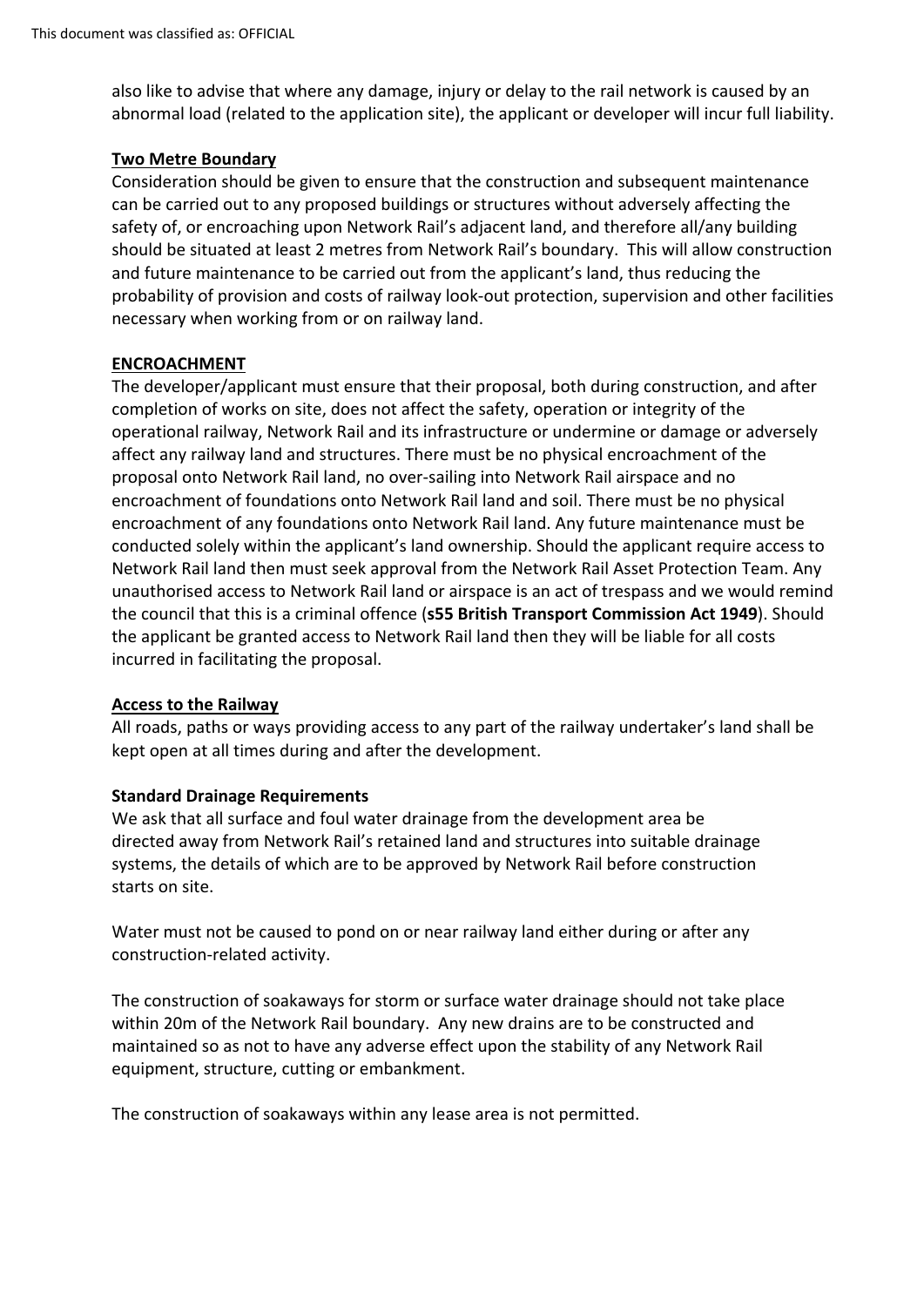also like to advise that where any damage, injury or delay to the rail network is caused by an abnormal load (related to the application site), the applicant or developer will incur full liability.

**Two Metre Boundary**

Consideration should be given to ensure that the construction and subsequent maintenance can be carried out to any proposed buildings or structures without adversely affecting the safety of, or encroaching upon Network Rail's adjacent land, and therefore all/any building should be situated at least 2 metres from Network Rail's boundary. This will allow construction and future maintenance to be carried out from the applicant's land, thus reducing the probability of provision and costs of railway look-out protection, supervision and other facilities necessary when working from or on railway land.

**ENCROACHMENT**

The developer/applicant must ensure that their proposal, both during construction, and after completion of works on site, does not affect the safety, operation or integrity of the operational railway, Network Rail and its infrastructure or undermine or damage or adversely affect any railway land and structures. There must be no physical encroachment of the proposal onto Network Rail land, no over-sailing into Network Rail airspace and no encroachment of foundations onto Network Rail land and soil. There must be no physical encroachment of any foundations onto Network Rail land. Any future maintenance must be conducted solely within the applicant's land ownership. Should the applicant require access to Network Rail land then must seek approval from the Network Rail Asset Protection Team. Any unauthorised access to Network Rail land or airspace is an act of trespass and we would remind the council that this is a criminal offence (**s55 British Transport Commission Act 1949**). Should the applicant be granted access to Network Rail land then they will be liable for all costs incurred in facilitating the proposal.

**Access to the Railway**

All roads, paths or ways providing access to any part of the railway undertaker's land shall be kept open at all times during and after the development.

**Standard Drainage Requirements**

We ask that all surface and foul water drainage from the development area be directed away from Network Rail's retained land and structures into suitable drainage systems, the details of which are to be approved by Network Rail before construction starts on site.

Water must not be caused to pond on or near railway land either during or after any construction-related activity.

The construction of soakaways for storm or surface water drainage should not take place within 20m of the Network Rail boundary. Any new drains are to be constructed and maintained so as not to have any adverse effect upon the stability of any Network Rail equipment, structure, cutting or embankment.

The construction of soakaways within any lease area is not permitted.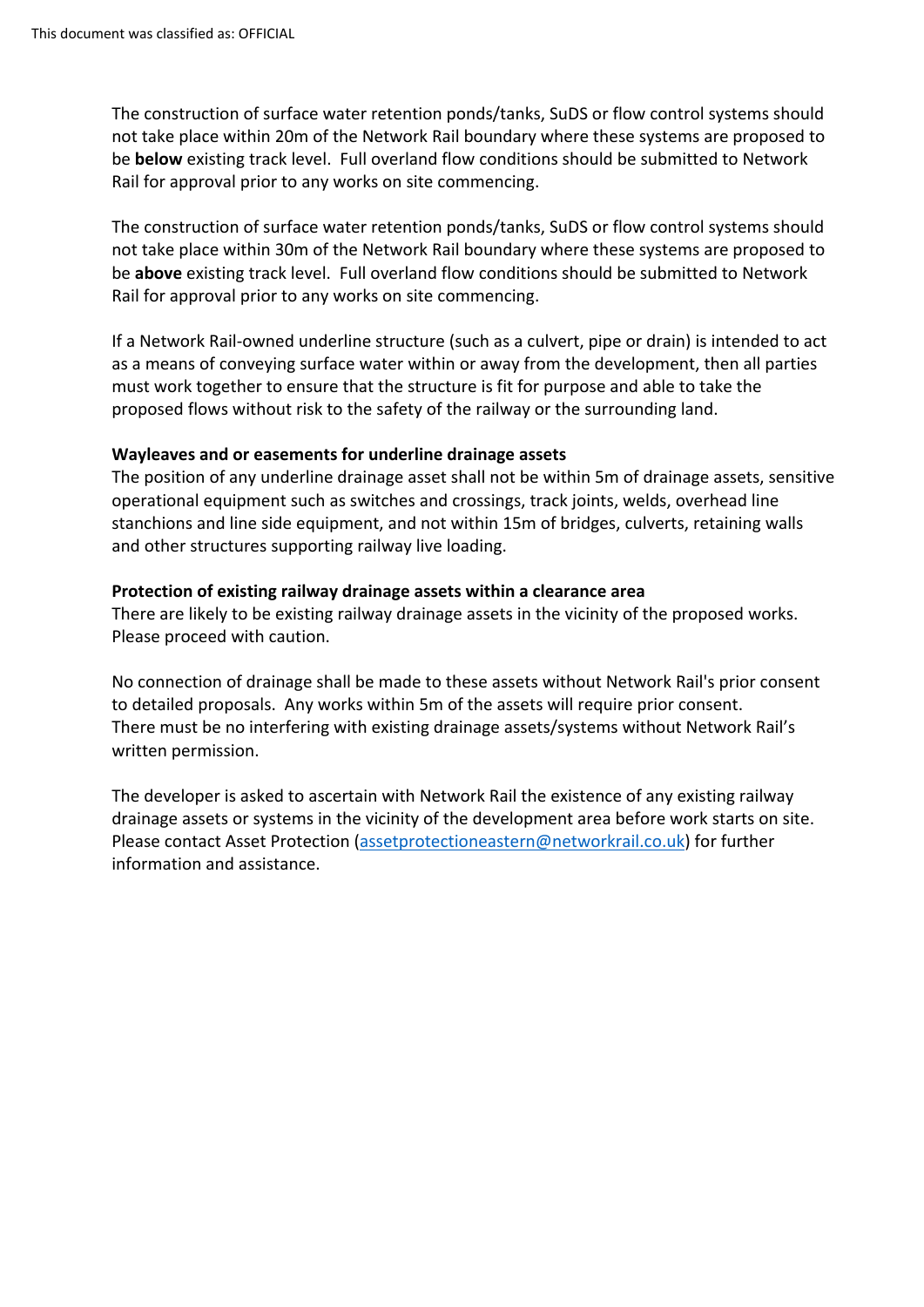The construction of surface water retention ponds/tanks, SuDS or flow control systems should not take place within 20m of the Network Rail boundary where these systems are proposed to be **below** existing track level. Full overland flow conditions should be submitted to Network Rail for approval prior to any works on site commencing.

The construction of surface water retention ponds/tanks, SuDS or flow control systems should not take place within 30m of the Network Rail boundary where these systems are proposed to be **above** existing track level. Full overland flow conditions should be submitted to Network Rail for approval prior to any works on site commencing.

If a Network Rail-owned underline structure (such as a culvert, pipe or drain) is intended to act as a means of conveying surface water within or away from the development, then all parties must work together to ensure that the structure is fit for purpose and able to take the proposed flows without risk to the safety of the railway or the surrounding land.

**Wayleaves and or easements for underline drainage assets**

The position of any underline drainage asset shall not be within 5m of drainage assets, sensitive operational equipment such as switches and crossings, track joints, welds, overhead line stanchions and line side equipment, and not within 15m of bridges, culverts, retaining walls and other structures supporting railway live loading.

**Protection of existing railway drainage assets within a clearance area**

There are likely to be existing railway drainage assets in the vicinity of the proposed works. Please proceed with caution.

No connection of drainage shall be made to these assets without Network Rail's prior consent to detailed proposals. Any works within 5m of the assets will require prior consent. There must be no interfering with existing drainage assets/systems without Network Rail's written permission.

The developer is asked to ascertain with Network Rail the existence of any existing railway drainage assets or systems in the vicinity of the development area before work starts on site. Please contact Asset Protection (assetprotectioneastern@networkrail.co.uk) for further information and assistance.